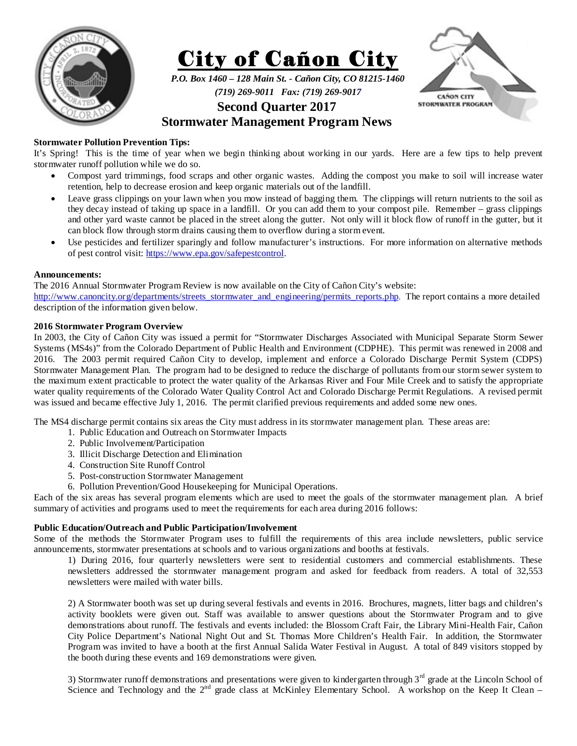# City of Cañon City

*P.O. Box 1460 – 128 Main St. - Cañon City, CO 81215-1460*

*(719) 269-9011 Fax: (719) 269-9017*

## Second Quarter 2017
## Stormwater Management Program News

CAÑON CITY STORMWATER PROGRAM

**Stormwater Pollution Prevention Tips:**

It's Spring! This is the time of year when we begin thinking about working in our yards. Here are a few tips to help prevent stormwater runoff pollution while we do so.

- Compost yard trimmings, food scraps and other organic wastes. Adding the compost you make to soil will increase water retention, help to decrease erosion and keep organic materials out of the landfill.
- Leave grass clippings on your lawn when you mow instead of bagging them. The clippings will return nutrients to the soil as they decay instead of taking up space in a landfill. Or you can add them to your compost pile. Remember – grass clippings and other yard waste cannot be placed in the street along the gutter. Not only will it block flow of runoff in the gutter, but it can block flow through storm drains causing them to overflow during a storm event.
- Use pesticides and fertilizer sparingly and follow manufacturer's instructions. For more information on alternative methods of pest control visit: https://www.epa.gov/safepestcontrol.

**Announcements:**

The 2016 Annual Stormwater Program Review is now available on the City of Cañon City's website: http://www.canoncity.org/departments/streets_stormwater_and_engineering/permits_reports.php. The report contains a more detailed description of the information given below.

**2016 Stormwater Program Overview**

In 2003, the City of Cañon City was issued a permit for "Stormwater Discharges Associated with Municipal Separate Storm Sewer Systems (MS4s)" from the Colorado Department of Public Health and Environment (CDPHE). This permit was renewed in 2008 and 2016. The 2003 permit required Cañon City to develop, implement and enforce a Colorado Discharge Permit System (CDPS) Stormwater Management Plan. The program had to be designed to reduce the discharge of pollutants from our storm sewer system to the maximum extent practicable to protect the water quality of the Arkansas River and Four Mile Creek and to satisfy the appropriate water quality requirements of the Colorado Water Quality Control Act and Colorado Discharge Permit Regulations. A revised permit was issued and became effective July 1, 2016. The permit clarified previous requirements and added some new ones.

The MS4 discharge permit contains six areas the City must address in its stormwater management plan. These areas are:

1. Public Education and Outreach on Stormwater Impacts
2. Public Involvement/Participation
3. Illicit Discharge Detection and Elimination
4. Construction Site Runoff Control
5. Post-construction Stormwater Management
6. Pollution Prevention/Good Housekeeping for Municipal Operations.

Each of the six areas has several program elements which are used to meet the goals of the stormwater management plan. A brief summary of activities and programs used to meet the requirements for each area during 2016 follows:

**Public Education/Outreach and Public Participation/Involvement**

Some of the methods the Stormwater Program uses to fulfill the requirements of this area include newsletters, public service announcements, stormwater presentations at schools and to various organizations and booths at festivals.

1) During 2016, four quarterly newsletters were sent to residential customers and commercial establishments. These newsletters addressed the stormwater management program and asked for feedback from readers. A total of 32,553 newsletters were mailed with water bills.

2) A Stormwater booth was set up during several festivals and events in 2016. Brochures, magnets, litter bags and children's activity booklets were given out. Staff was available to answer questions about the Stormwater Program and to give demonstrations about runoff. The festivals and events included: the Blossom Craft Fair, the Library Mini-Health Fair, Cañon City Police Department's National Night Out and St. Thomas More Children's Health Fair. In addition, the Stormwater Program was invited to have a booth at the first Annual Salida Water Festival in August. A total of 849 visitors stopped by the booth during these events and 169 demonstrations were given.

3) Stormwater runoff demonstrations and presentations were given to kindergarten through 3rd grade at the Lincoln School of Science and Technology and the 2nd grade class at McKinley Elementary School. A workshop on the Keep It Clean –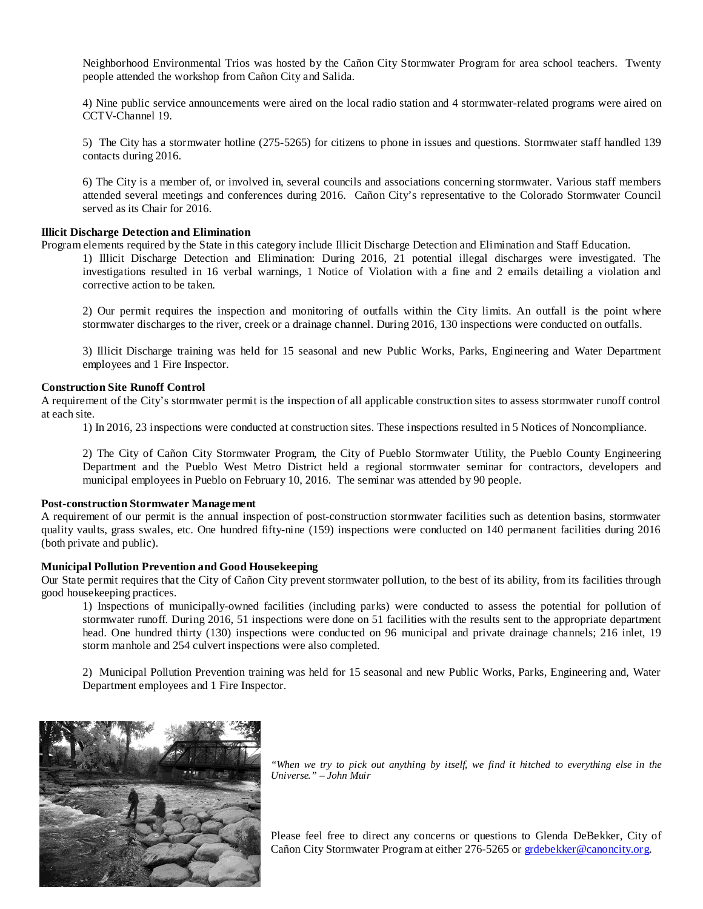Neighborhood Environmental Trios was hosted by the Cañon City Stormwater Program for area school teachers. Twenty people attended the workshop from Cañon City and Salida.

4) Nine public service announcements were aired on the local radio station and 4 stormwater-related programs were aired on CCTV-Channel 19.

5) The City has a stormwater hotline (275-5265) for citizens to phone in issues and questions. Stormwater staff handled 139 contacts during 2016.

6) The City is a member of, or involved in, several councils and associations concerning stormwater. Various staff members attended several meetings and conferences during 2016. Cañon City's representative to the Colorado Stormwater Council served as its Chair for 2016.

**Illicit Discharge Detection and Elimination**

Program elements required by the State in this category include Illicit Discharge Detection and Elimination and Staff Education.

1) Illicit Discharge Detection and Elimination: During 2016, 21 potential illegal discharges were investigated. The investigations resulted in 16 verbal warnings, 1 Notice of Violation with a fine and 2 emails detailing a violation and corrective action to be taken.

2) Our permit requires the inspection and monitoring of outfalls within the City limits. An outfall is the point where stormwater discharges to the river, creek or a drainage channel. During 2016, 130 inspections were conducted on outfalls.

3) Illicit Discharge training was held for 15 seasonal and new Public Works, Parks, Engineering and Water Department employees and 1 Fire Inspector.

**Construction Site Runoff Control**

A requirement of the City's stormwater permit is the inspection of all applicable construction sites to assess stormwater runoff control at each site.

1) In 2016, 23 inspections were conducted at construction sites. These inspections resulted in 5 Notices of Noncompliance.

2) The City of Cañon City Stormwater Program, the City of Pueblo Stormwater Utility, the Pueblo County Engineering Department and the Pueblo West Metro District held a regional stormwater seminar for contractors, developers and municipal employees in Pueblo on February 10, 2016. The seminar was attended by 90 people.

**Post-construction Stormwater Management**

A requirement of our permit is the annual inspection of post-construction stormwater facilities such as detention basins, stormwater quality vaults, grass swales, etc. One hundred fifty-nine (159) inspections were conducted on 140 permanent facilities during 2016 (both private and public).

**Municipal Pollution Prevention and Good Housekeeping**

Our State permit requires that the City of Cañon City prevent stormwater pollution, to the best of its ability, from its facilities through good housekeeping practices.

1) Inspections of municipally-owned facilities (including parks) were conducted to assess the potential for pollution of stormwater runoff. During 2016, 51 inspections were done on 51 facilities with the results sent to the appropriate department head. One hundred thirty (130) inspections were conducted on 96 municipal and private drainage channels; 216 inlet, 19 storm manhole and 254 culvert inspections were also completed.

2) Municipal Pollution Prevention training was held for 15 seasonal and new Public Works, Parks, Engineering and, Water Department employees and 1 Fire Inspector.

*"When we try to pick out anything by itself, we find it hitched to everything else in the Universe." – John Muir*

Please feel free to direct any concerns or questions to Glenda DeBekker, City of Cañon City Stormwater Program at either 276-5265 or grdebekker@canoncity.org.